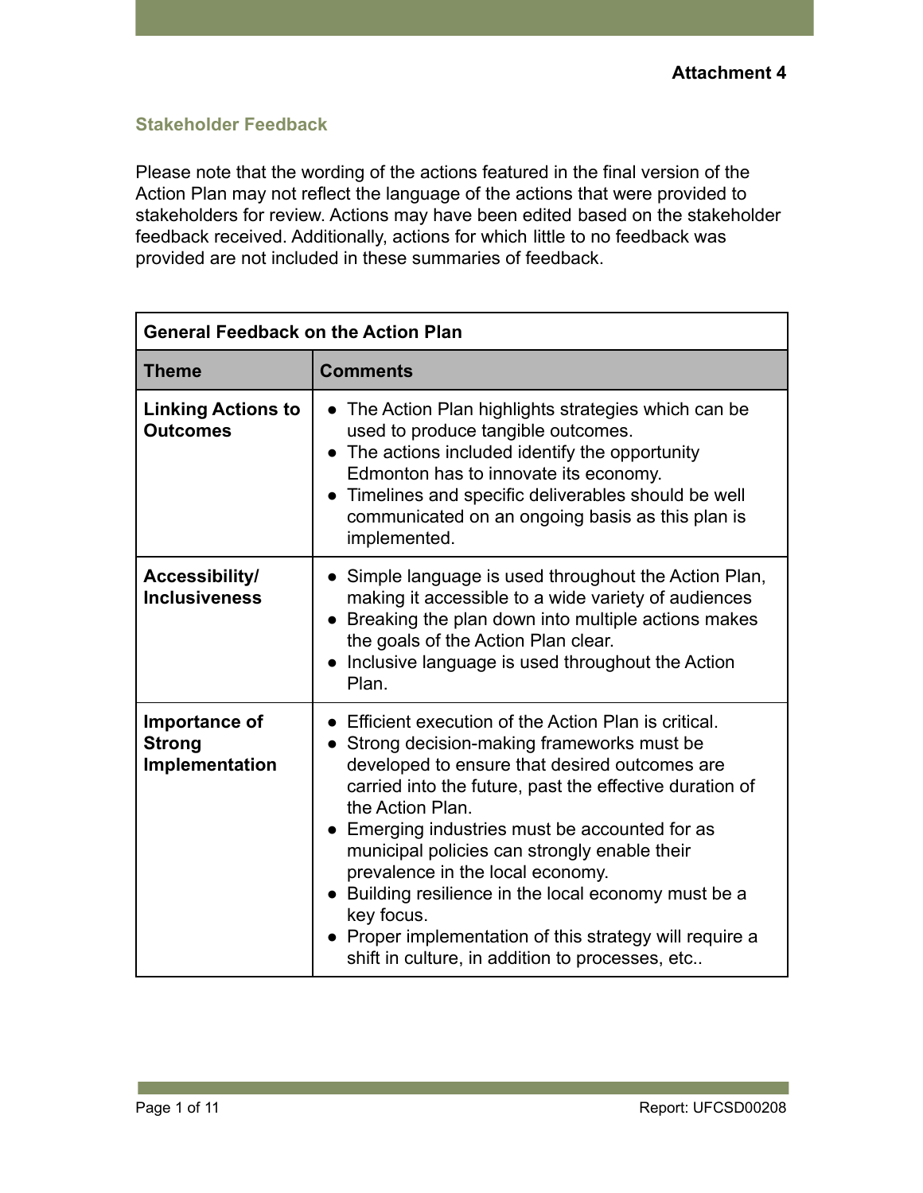**Attachment 4**

## Stakeholder Feedback

Please note that the wording of the actions featured in the final version of the Action Plan may not reflect the language of the actions that were provided to stakeholders for review. Actions may have been edited based on the stakeholder feedback received. Additionally, actions for which little to no feedback was provided are not included in these summaries of feedback.

| General Feedback on the Action Plan | |
|---|---|
| **Theme** | **Comments** |
| **Linking Actions to Outcomes** | • The Action Plan highlights strategies which can be used to produce tangible outcomes.<br>• The actions included identify the opportunity Edmonton has to innovate its economy.<br>• Timelines and specific deliverables should be well communicated on an ongoing basis as this plan is implemented. |
| **Accessibility/ Inclusiveness** | • Simple language is used throughout the Action Plan, making it accessible to a wide variety of audiences<br>• Breaking the plan down into multiple actions makes the goals of the Action Plan clear.<br>• Inclusive language is used throughout the Action Plan. |
| **Importance of Strong Implementation** | • Efficient execution of the Action Plan is critical.<br>• Strong decision-making frameworks must be developed to ensure that desired outcomes are carried into the future, past the effective duration of the Action Plan.<br>• Emerging industries must be accounted for as municipal policies can strongly enable their prevalence in the local economy.<br>• Building resilience in the local economy must be a key focus.<br>• Proper implementation of this strategy will require a shift in culture, in addition to processes, etc.. |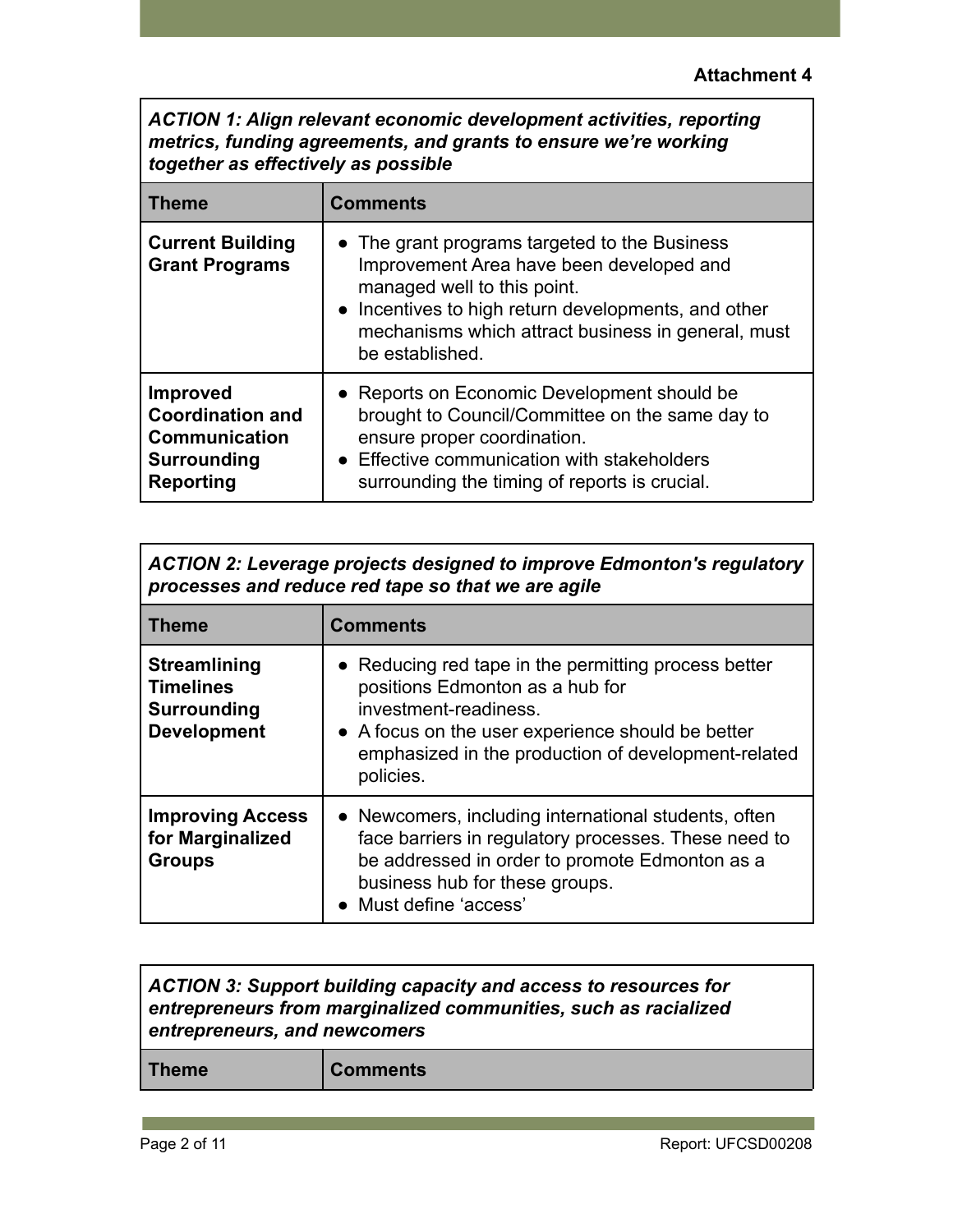**Attachment 4**

| *ACTION 1: Align relevant economic development activities, reporting metrics, funding agreements, and grants to ensure we're working together as effectively as possible* | |
|---|---|
| **Theme** | **Comments** |
| **Current Building Grant Programs** | • The grant programs targeted to the Business Improvement Area have been developed and managed well to this point.<br>• Incentives to high return developments, and other mechanisms which attract business in general, must be established. |
| **Improved Coordination and Communication Surrounding Reporting** | • Reports on Economic Development should be brought to Council/Committee on the same day to ensure proper coordination.<br>• Effective communication with stakeholders surrounding the timing of reports is crucial. |

| *ACTION 2: Leverage projects designed to improve Edmonton's regulatory processes and reduce red tape so that we are agile* | |
|---|---|
| **Theme** | **Comments** |
| **Streamlining Timelines Surrounding Development** | • Reducing red tape in the permitting process better positions Edmonton as a hub for investment-readiness.<br>• A focus on the user experience should be better emphasized in the production of development-related policies. |
| **Improving Access for Marginalized Groups** | • Newcomers, including international students, often face barriers in regulatory processes. These need to be addressed in order to promote Edmonton as a business hub for these groups.<br>• Must define 'access' |

| *ACTION 3: Support building capacity and access to resources for entrepreneurs from marginalized communities, such as racialized entrepreneurs, and newcomers* | |
|---|---|
| **Theme** | **Comments** |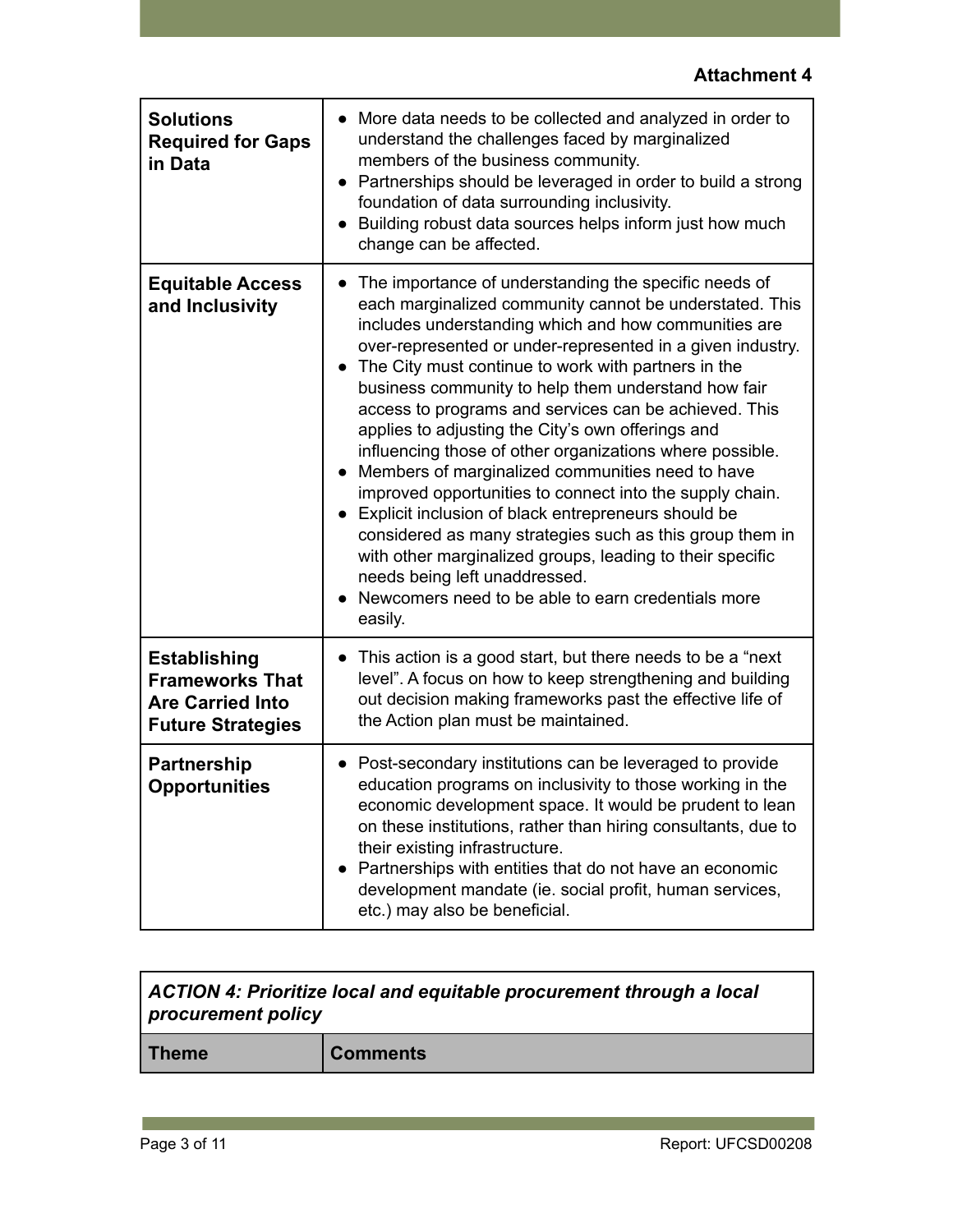**Attachment 4**

| | |
|---|---|
| **Solutions Required for Gaps in Data** | • More data needs to be collected and analyzed in order to understand the challenges faced by marginalized members of the business community.<br>• Partnerships should be leveraged in order to build a strong foundation of data surrounding inclusivity.<br>• Building robust data sources helps inform just how much change can be affected. |
| **Equitable Access and Inclusivity** | • The importance of understanding the specific needs of each marginalized community cannot be understated. This includes understanding which and how communities are over-represented or under-represented in a given industry.<br>• The City must continue to work with partners in the business community to help them understand how fair access to programs and services can be achieved. This applies to adjusting the City's own offerings and influencing those of other organizations where possible.<br>• Members of marginalized communities need to have improved opportunities to connect into the supply chain.<br>• Explicit inclusion of black entrepreneurs should be considered as many strategies such as this group them in with other marginalized groups, leading to their specific needs being left unaddressed.<br>• Newcomers need to be able to earn credentials more easily. |
| **Establishing Frameworks That Are Carried Into Future Strategies** | • This action is a good start, but there needs to be a "next level". A focus on how to keep strengthening and building out decision making frameworks past the effective life of the Action plan must be maintained. |
| **Partnership Opportunities** | • Post-secondary institutions can be leveraged to provide education programs on inclusivity to those working in the economic development space. It would be prudent to lean on these institutions, rather than hiring consultants, due to their existing infrastructure.<br>• Partnerships with entities that do not have an economic development mandate (ie. social profit, human services, etc.) may also be beneficial. |

| ***ACTION 4: Prioritize local and equitable procurement through a local procurement policy*** | |
|---|---|
| **Theme** | **Comments** |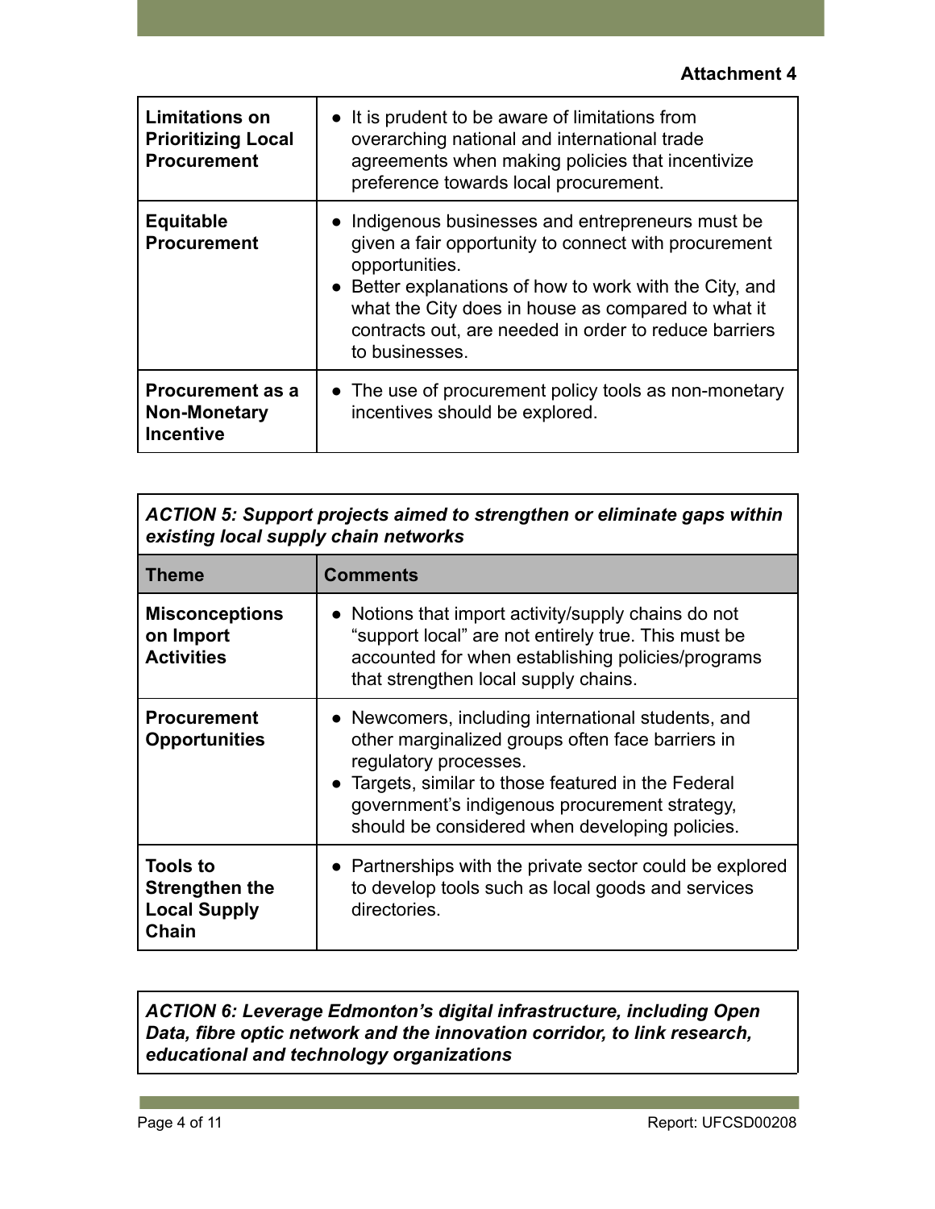**Attachment 4**

| | |
|---|---|
| **Limitations on Prioritizing Local Procurement** | • It is prudent to be aware of limitations from overarching national and international trade agreements when making policies that incentivize preference towards local procurement. |
| **Equitable Procurement** | • Indigenous businesses and entrepreneurs must be given a fair opportunity to connect with procurement opportunities.<br>• Better explanations of how to work with the City, and what the City does in house as compared to what it contracts out, are needed in order to reduce barriers to businesses. |
| **Procurement as a Non-Monetary Incentive** | • The use of procurement policy tools as non-monetary incentives should be explored. |

***ACTION 5: Support projects aimed to strengthen or eliminate gaps within existing local supply chain networks***

| Theme | Comments |
|---|---|
| **Misconceptions on Import Activities** | • Notions that import activity/supply chains do not "support local" are not entirely true. This must be accounted for when establishing policies/programs that strengthen local supply chains. |
| **Procurement Opportunities** | • Newcomers, including international students, and other marginalized groups often face barriers in regulatory processes.<br>• Targets, similar to those featured in the Federal government's indigenous procurement strategy, should be considered when developing policies. |
| **Tools to Strengthen the Local Supply Chain** | • Partnerships with the private sector could be explored to develop tools such as local goods and services directories. |

***ACTION 6: Leverage Edmonton's digital infrastructure, including Open Data, fibre optic network and the innovation corridor, to link research, educational and technology organizations***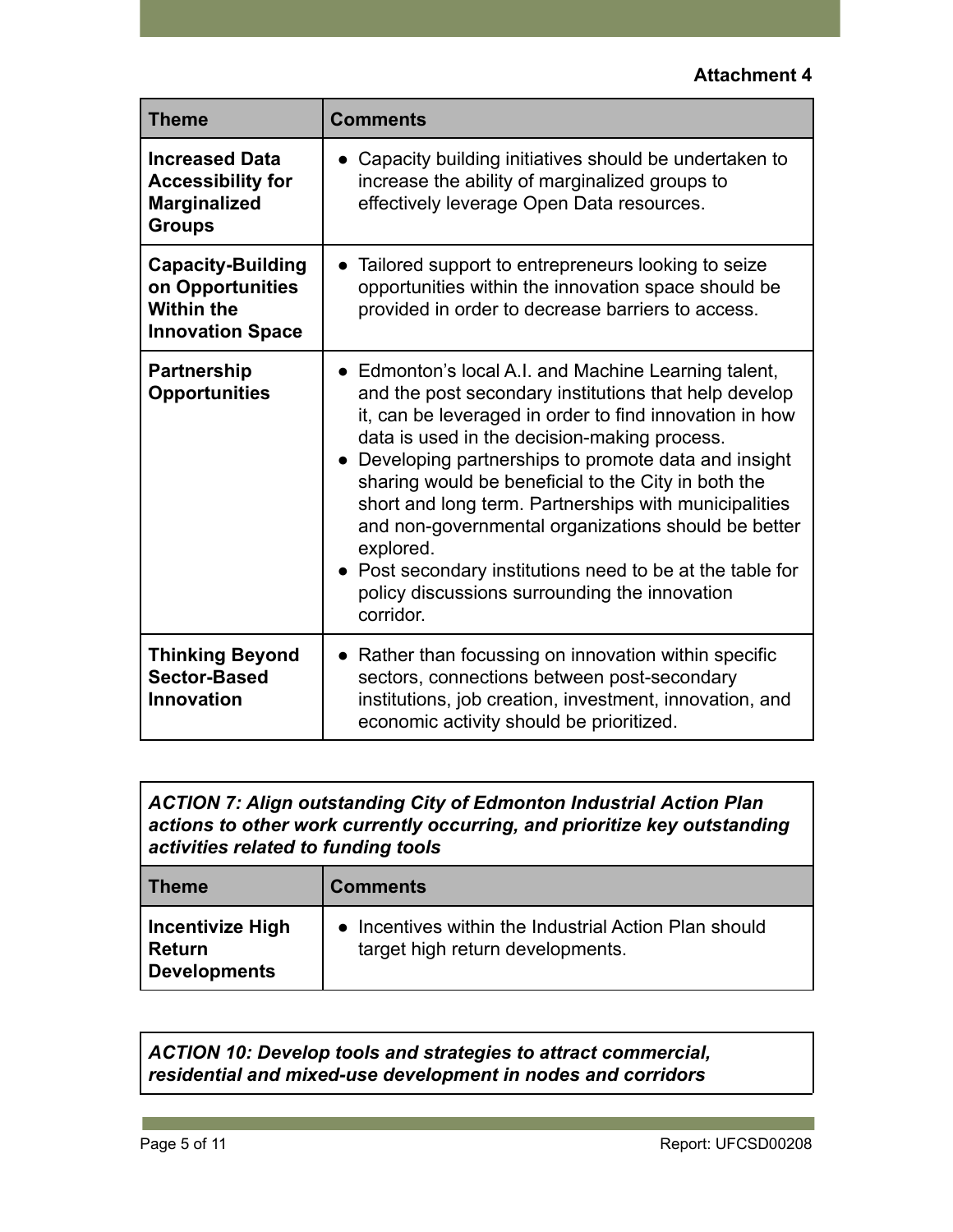**Attachment 4**

| Theme | Comments |
| --- | --- |
| **Increased Data Accessibility for Marginalized Groups** | • Capacity building initiatives should be undertaken to increase the ability of marginalized groups to effectively leverage Open Data resources. |
| **Capacity-Building on Opportunities Within the Innovation Space** | • Tailored support to entrepreneurs looking to seize opportunities within the innovation space should be provided in order to decrease barriers to access. |
| **Partnership Opportunities** | • Edmonton's local A.I. and Machine Learning talent, and the post secondary institutions that help develop it, can be leveraged in order to find innovation in how data is used in the decision-making process. <br> • Developing partnerships to promote data and insight sharing would be beneficial to the City in both the short and long term. Partnerships with municipalities and non-governmental organizations should be better explored. <br> • Post secondary institutions need to be at the table for policy discussions surrounding the innovation corridor. |
| **Thinking Beyond Sector-Based Innovation** | • Rather than focussing on innovation within specific sectors, connections between post-secondary institutions, job creation, investment, innovation, and economic activity should be prioritized. |

***ACTION 7: Align outstanding City of Edmonton Industrial Action Plan actions to other work currently occurring, and prioritize key outstanding activities related to funding tools***

| Theme | Comments |
| --- | --- |
| **Incentivize High Return Developments** | • Incentives within the Industrial Action Plan should target high return developments. |

***ACTION 10: Develop tools and strategies to attract commercial, residential and mixed-use development in nodes and corridors***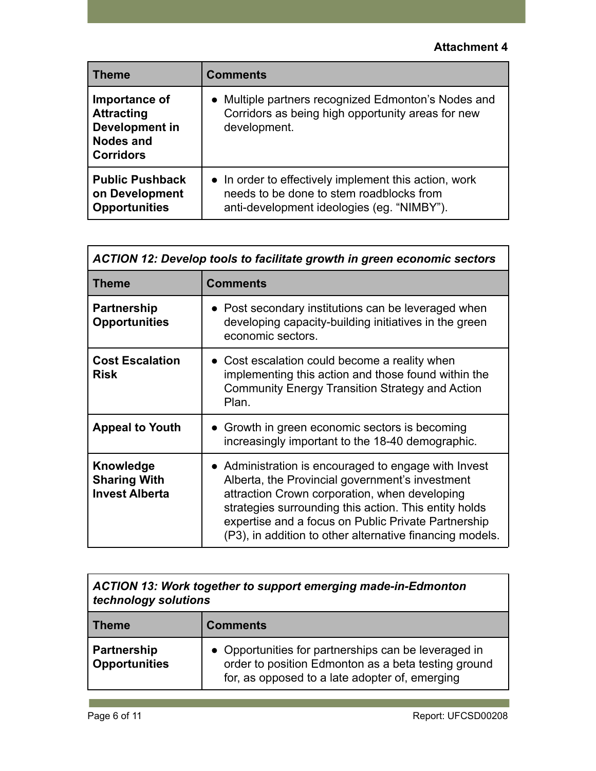**Attachment 4**

| Theme | Comments |
|---|---|
| **Importance of Attracting Development in Nodes and Corridors** | • Multiple partners recognized Edmonton's Nodes and Corridors as being high opportunity areas for new development. |
| **Public Pushback on Development Opportunities** | • In order to effectively implement this action, work needs to be done to stem roadblocks from anti-development ideologies (eg. "NIMBY"). |

| ***ACTION 12: Develop tools to facilitate growth in green economic sectors*** | |
|---|---|
| **Theme** | **Comments** |
| **Partnership Opportunities** | • Post secondary institutions can be leveraged when developing capacity-building initiatives in the green economic sectors. |
| **Cost Escalation Risk** | • Cost escalation could become a reality when implementing this action and those found within the Community Energy Transition Strategy and Action Plan. |
| **Appeal to Youth** | • Growth in green economic sectors is becoming increasingly important to the 18-40 demographic. |
| **Knowledge Sharing With Invest Alberta** | • Administration is encouraged to engage with Invest Alberta, the Provincial government's investment attraction Crown corporation, when developing strategies surrounding this action. This entity holds expertise and a focus on Public Private Partnership (P3), in addition to other alternative financing models. |

| ***ACTION 13: Work together to support emerging made-in-Edmonton technology solutions*** | |
|---|---|
| **Theme** | **Comments** |
| **Partnership Opportunities** | • Opportunities for partnerships can be leveraged in order to position Edmonton as a beta testing ground for, as opposed to a late adopter of, emerging |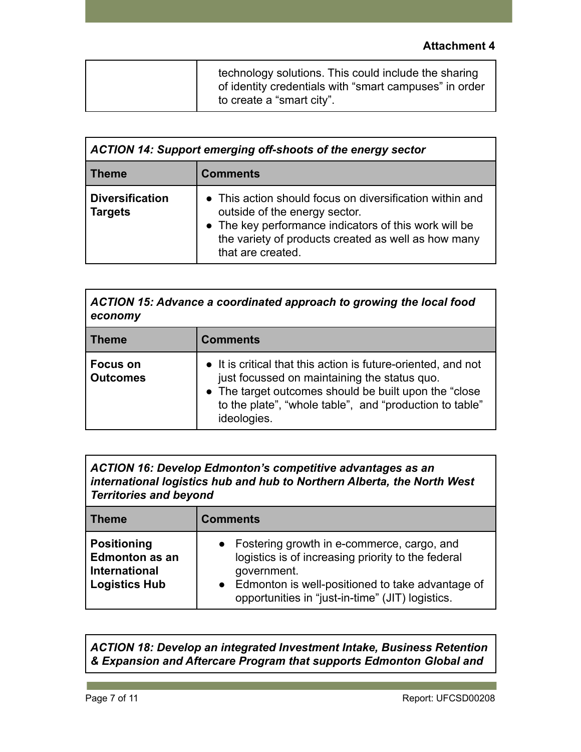**Attachment 4**

| | |
|---|---|
| | technology solutions. This could include the sharing of identity credentials with "smart campuses" in order to create a "smart city". |

| ***ACTION 14: Support emerging off-shoots of the energy sector*** | |
|---|---|
| **Theme** | **Comments** |
| **Diversification Targets** | ● This action should focus on diversification within and outside of the energy sector. <br>● The key performance indicators of this work will be the variety of products created as well as how many that are created. |

| ***ACTION 15: Advance a coordinated approach to growing the local food economy*** | |
|---|---|
| **Theme** | **Comments** |
| **Focus on Outcomes** | ● It is critical that this action is future-oriented, and not just focussed on maintaining the status quo. <br>● The target outcomes should be built upon the "close to the plate", "whole table", and "production to table" ideologies. |

| ***ACTION 16: Develop Edmonton's competitive advantages as an international logistics hub and hub to Northern Alberta, the North West Territories and beyond*** | |
|---|---|
| **Theme** | **Comments** |
| **Positioning Edmonton as an International Logistics Hub** | ● Fostering growth in e-commerce, cargo, and logistics is of increasing priority to the federal government. <br>● Edmonton is well-positioned to take advantage of opportunities in "just-in-time" (JIT) logistics. |

| ***ACTION 18: Develop an integrated Investment Intake, Business Retention & Expansion and Aftercare Program that supports Edmonton Global and*** |
|---|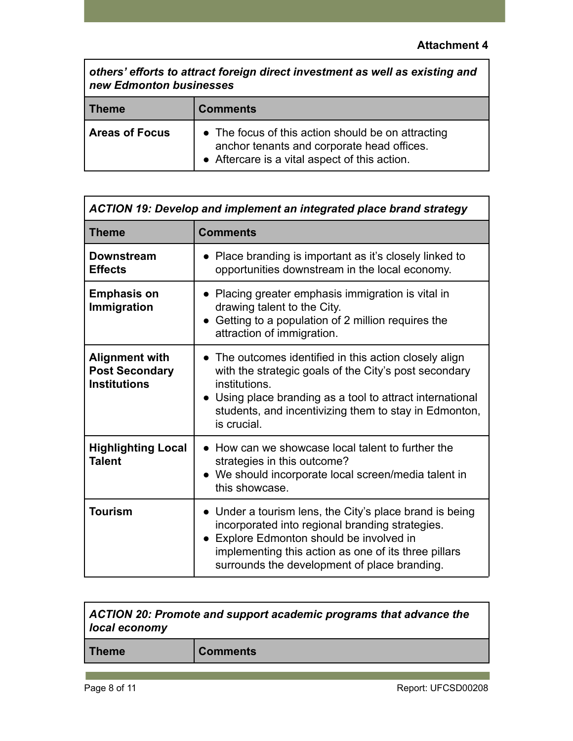Attachment 4

| *others' efforts to attract foreign direct investment as well as existing and new Edmonton businesses* | |
|---|---|
| **Theme** | **Comments** |
| **Areas of Focus** | • The focus of this action should be on attracting anchor tenants and corporate head offices.<br>• Aftercare is a vital aspect of this action. |

| *ACTION 19: Develop and implement an integrated place brand strategy* | |
|---|---|
| **Theme** | **Comments** |
| **Downstream Effects** | • Place branding is important as it's closely linked to opportunities downstream in the local economy. |
| **Emphasis on Immigration** | • Placing greater emphasis immigration is vital in drawing talent to the City.<br>• Getting to a population of 2 million requires the attraction of immigration. |
| **Alignment with Post Secondary Institutions** | • The outcomes identified in this action closely align with the strategic goals of the City's post secondary institutions.<br>• Using place branding as a tool to attract international students, and incentivizing them to stay in Edmonton, is crucial. |
| **Highlighting Local Talent** | • How can we showcase local talent to further the strategies in this outcome?<br>• We should incorporate local screen/media talent in this showcase. |
| **Tourism** | • Under a tourism lens, the City's place brand is being incorporated into regional branding strategies.<br>• Explore Edmonton should be involved in implementing this action as one of its three pillars surrounds the development of place branding. |

| *ACTION 20: Promote and support academic programs that advance the local economy* | |
|---|---|
| **Theme** | **Comments** |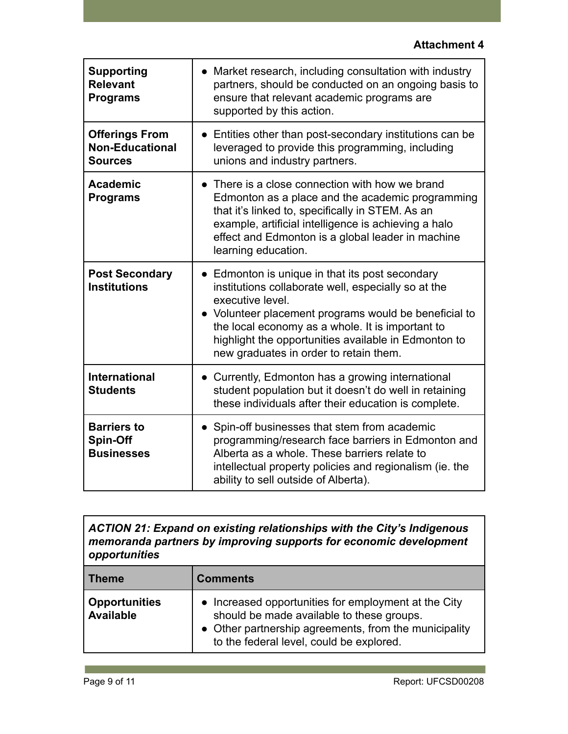**Attachment 4**

| | |
|---|---|
| **Supporting Relevant Programs** | ● Market research, including consultation with industry partners, should be conducted on an ongoing basis to ensure that relevant academic programs are supported by this action. |
| **Offerings From Non-Educational Sources** | ● Entities other than post-secondary institutions can be leveraged to provide this programming, including unions and industry partners. |
| **Academic Programs** | ● There is a close connection with how we brand Edmonton as a place and the academic programming that it's linked to, specifically in STEM. As an example, artificial intelligence is achieving a halo effect and Edmonton is a global leader in machine learning education. |
| **Post Secondary Institutions** | ● Edmonton is unique in that its post secondary institutions collaborate well, especially so at the executive level.<br>● Volunteer placement programs would be beneficial to the local economy as a whole. It is important to highlight the opportunities available in Edmonton to new graduates in order to retain them. |
| **International Students** | ● Currently, Edmonton has a growing international student population but it doesn't do well in retaining these individuals after their education is complete. |
| **Barriers to Spin-Off Businesses** | ● Spin-off businesses that stem from academic programming/research face barriers in Edmonton and Alberta as a whole. These barriers relate to intellectual property policies and regionalism (ie. the ability to sell outside of Alberta). |

***ACTION 21: Expand on existing relationships with the City's Indigenous memoranda partners by improving supports for economic development opportunities***

| Theme | Comments |
|---|---|
| **Opportunities Available** | ● Increased opportunities for employment at the City should be made available to these groups.<br>● Other partnership agreements, from the municipality to the federal level, could be explored. |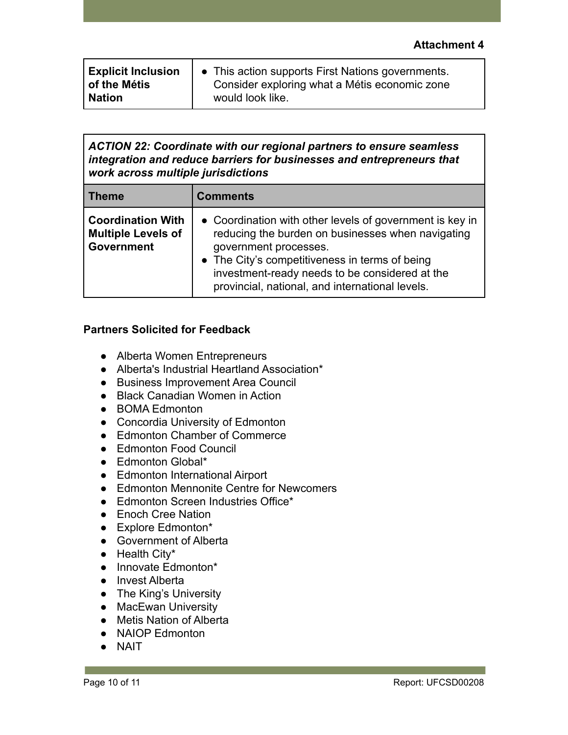**Attachment 4**

| Explicit Inclusion of the Métis Nation | • This action supports First Nations governments. Consider exploring what a Métis economic zone would look like. |
|---|---|

| ***ACTION 22: Coordinate with our regional partners to ensure seamless integration and reduce barriers for businesses and entrepreneurs that work across multiple jurisdictions*** | |
|---|---|
| **Theme** | **Comments** |
| **Coordination With Multiple Levels of Government** | • Coordination with other levels of government is key in reducing the burden on businesses when navigating government processes.<br>• The City's competitiveness in terms of being investment-ready needs to be considered at the provincial, national, and international levels. |

**Partners Solicited for Feedback**

- Alberta Women Entrepreneurs
- Alberta's Industrial Heartland Association*
- Business Improvement Area Council
- Black Canadian Women in Action
- BOMA Edmonton
- Concordia University of Edmonton
- Edmonton Chamber of Commerce
- Edmonton Food Council
- Edmonton Global*
- Edmonton International Airport
- Edmonton Mennonite Centre for Newcomers
- Edmonton Screen Industries Office*
- Enoch Cree Nation
- Explore Edmonton*
- Government of Alberta
- Health City*
- Innovate Edmonton*
- Invest Alberta
- The King's University
- MacEwan University
- Metis Nation of Alberta
- NAIOP Edmonton
- NAIT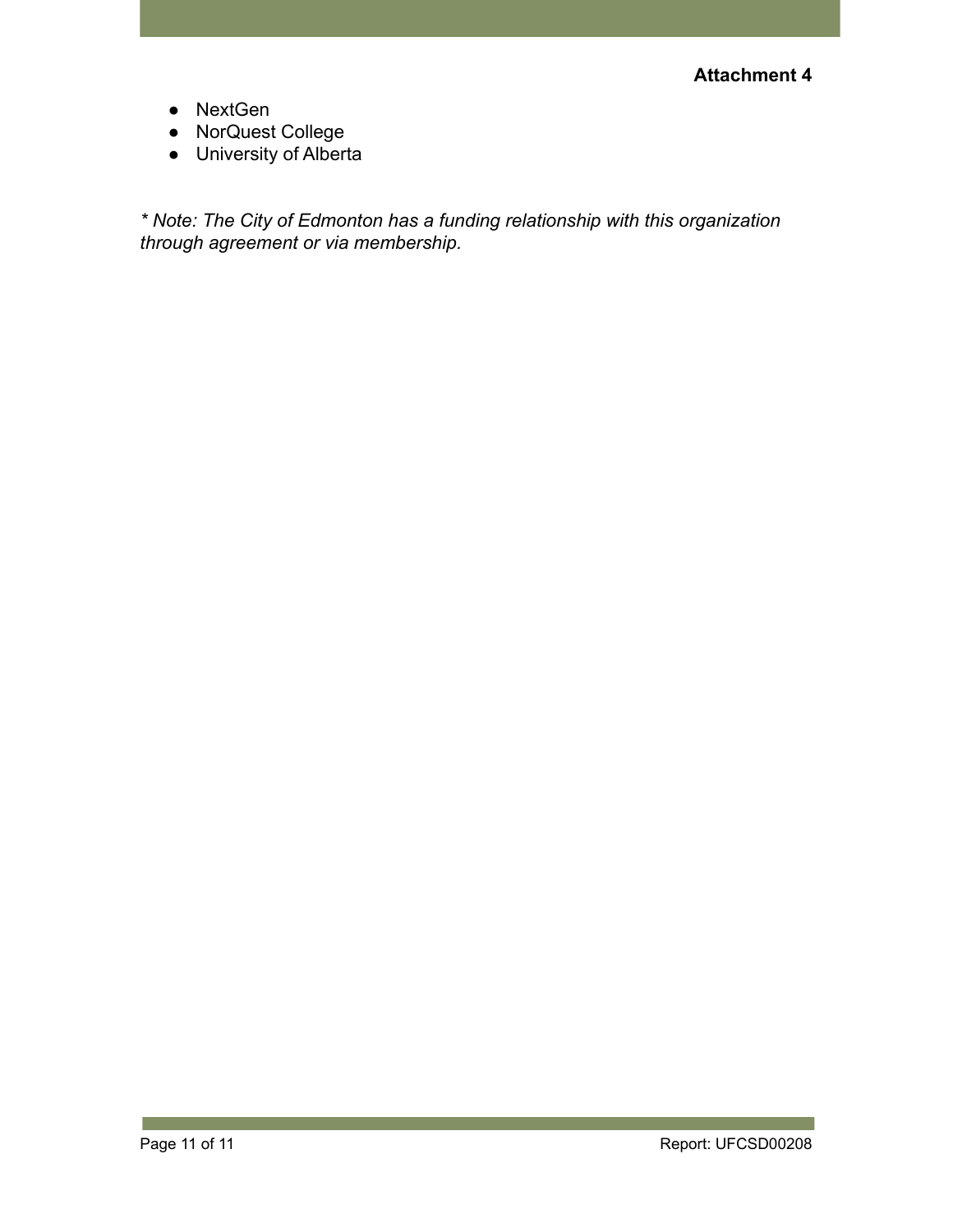**Attachment 4**

- NextGen
- NorQuest College
- University of Alberta

*\* Note: The City of Edmonton has a funding relationship with this organization through agreement or via membership.*